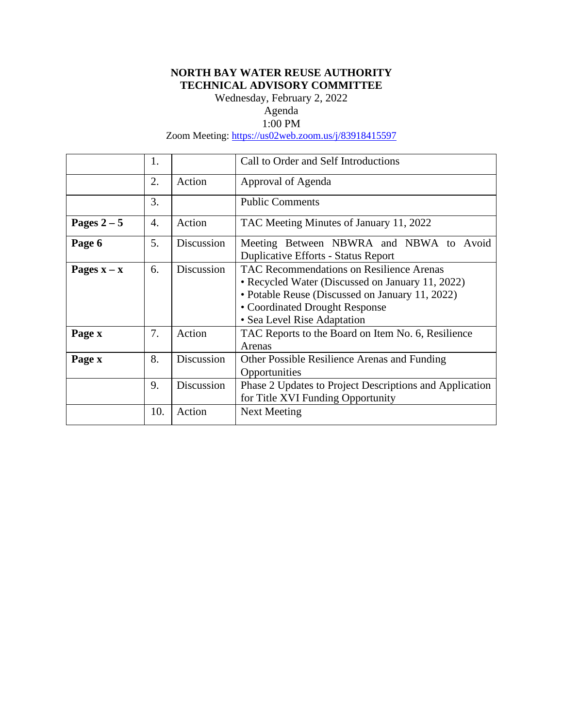**NORTH BAY WATER REUSE AUTHORITY**
**TECHNICAL ADVISORY COMMITTEE**

Wednesday, February 2, 2022

Agenda

1:00 PM

Zoom Meeting: https://us02web.zoom.us/j/83918415597

| | | | |
|---|---|---|---|
| | 1. | | Call to Order and Self Introductions |
| | 2. | Action | Approval of Agenda |
| | 3. | | Public Comments |
| **Pages 2 – 5** | 4. | Action | TAC Meeting Minutes of January 11, 2022 |
| **Page 6** | 5. | Discussion | Meeting Between NBWRA and NBWA to Avoid Duplicative Efforts - Status Report |
| **Pages x – x** | 6. | Discussion | TAC Recommendations on Resilience Arenas<br>• Recycled Water (Discussed on January 11, 2022)<br>• Potable Reuse (Discussed on January 11, 2022)<br>• Coordinated Drought Response<br>• Sea Level Rise Adaptation |
| **Page x** | 7. | Action | TAC Reports to the Board on Item No. 6, Resilience Arenas |
| **Page x** | 8. | Discussion | Other Possible Resilience Arenas and Funding Opportunities |
| | 9. | Discussion | Phase 2 Updates to Project Descriptions and Application for Title XVI Funding Opportunity |
| | 10. | Action | Next Meeting |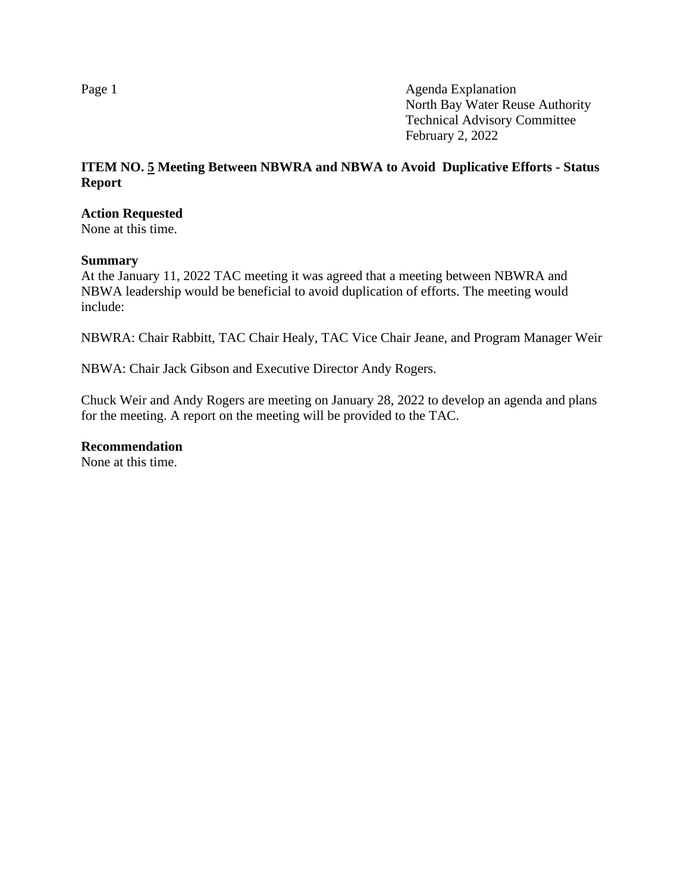Agenda Explanation
North Bay Water Reuse Authority
Technical Advisory Committee
February 2, 2022

**ITEM NO. 5 Meeting Between NBWRA and NBWA to Avoid Duplicative Efforts - Status Report**

**Action Requested**
None at this time.

**Summary**
At the January 11, 2022 TAC meeting it was agreed that a meeting between NBWRA and NBWA leadership would be beneficial to avoid duplication of efforts. The meeting would include:

NBWRA: Chair Rabbitt, TAC Chair Healy, TAC Vice Chair Jeane, and Program Manager Weir

NBWA: Chair Jack Gibson and Executive Director Andy Rogers.

Chuck Weir and Andy Rogers are meeting on January 28, 2022 to develop an agenda and plans for the meeting. A report on the meeting will be provided to the TAC.

**Recommendation**
None at this time.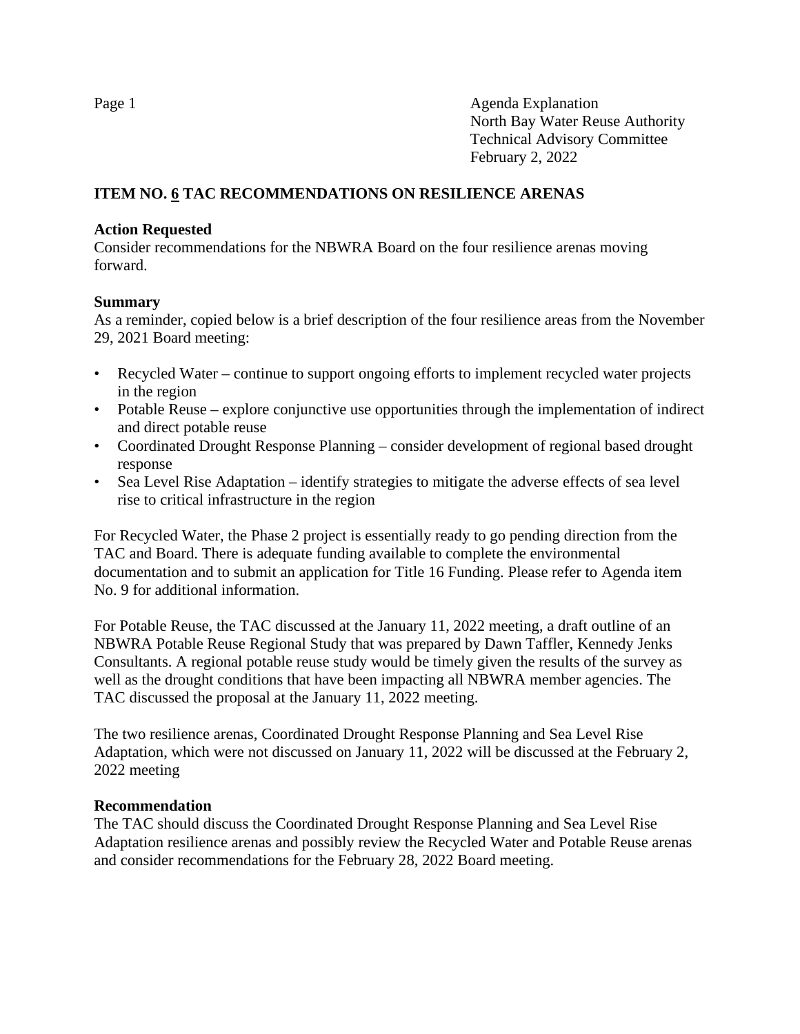Agenda Explanation
North Bay Water Reuse Authority
Technical Advisory Committee
February 2, 2022

## ITEM NO. 6 TAC RECOMMENDATIONS ON RESILIENCE ARENAS

**Action Requested**
Consider recommendations for the NBWRA Board on the four resilience arenas moving forward.

**Summary**
As a reminder, copied below is a brief description of the four resilience areas from the November 29, 2021 Board meeting:

- Recycled Water – continue to support ongoing efforts to implement recycled water projects in the region
- Potable Reuse – explore conjunctive use opportunities through the implementation of indirect and direct potable reuse
- Coordinated Drought Response Planning – consider development of regional based drought response
- Sea Level Rise Adaptation – identify strategies to mitigate the adverse effects of sea level rise to critical infrastructure in the region

For Recycled Water, the Phase 2 project is essentially ready to go pending direction from the TAC and Board. There is adequate funding available to complete the environmental documentation and to submit an application for Title 16 Funding. Please refer to Agenda item No. 9 for additional information.

For Potable Reuse, the TAC discussed at the January 11, 2022 meeting, a draft outline of an NBWRA Potable Reuse Regional Study that was prepared by Dawn Taffler, Kennedy Jenks Consultants. A regional potable reuse study would be timely given the results of the survey as well as the drought conditions that have been impacting all NBWRA member agencies. The TAC discussed the proposal at the January 11, 2022 meeting.

The two resilience arenas, Coordinated Drought Response Planning and Sea Level Rise Adaptation, which were not discussed on January 11, 2022 will be discussed at the February 2, 2022 meeting

**Recommendation**
The TAC should discuss the Coordinated Drought Response Planning and Sea Level Rise Adaptation resilience arenas and possibly review the Recycled Water and Potable Reuse arenas and consider recommendations for the February 28, 2022 Board meeting.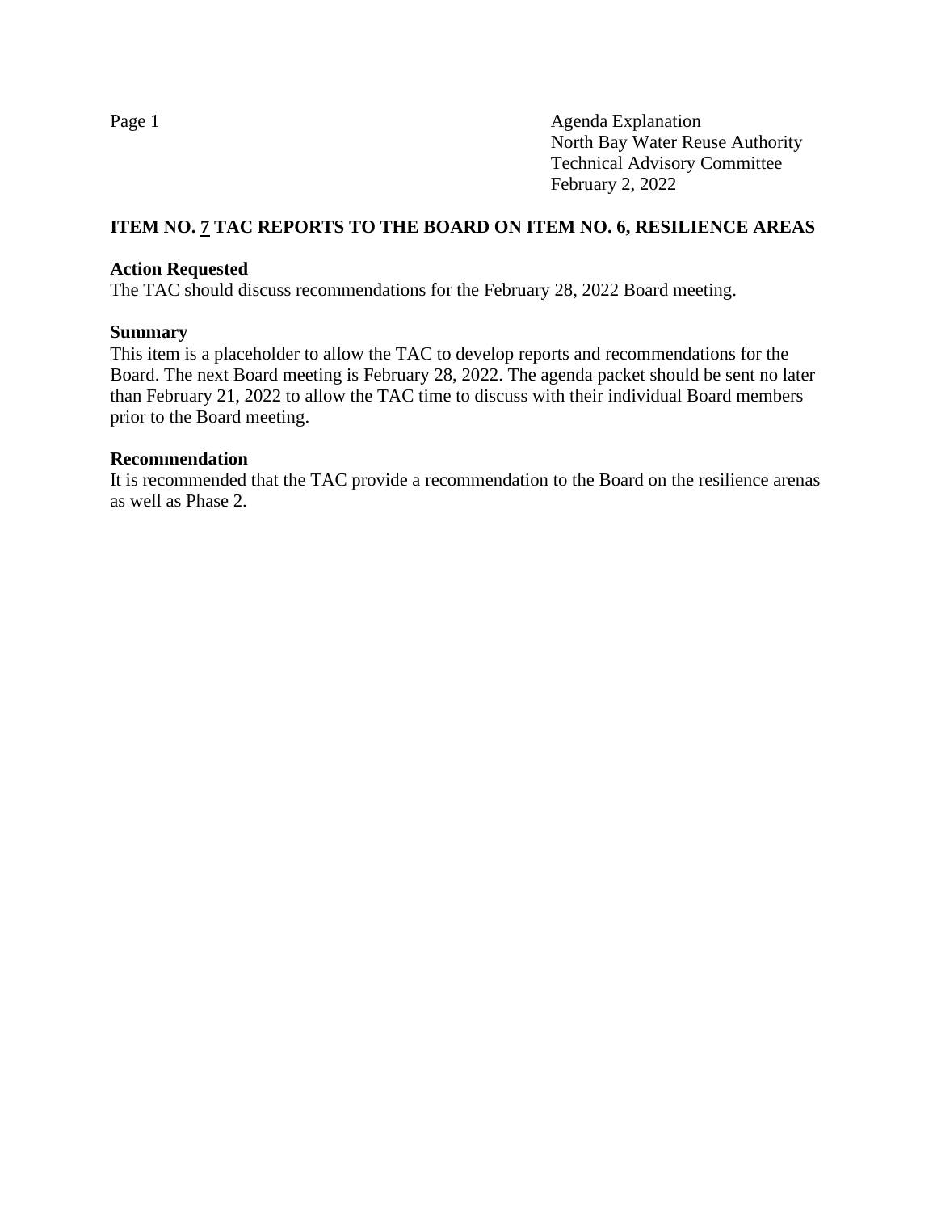Agenda Explanation
North Bay Water Reuse Authority
Technical Advisory Committee
February 2, 2022

## ITEM NO. 7 TAC REPORTS TO THE BOARD ON ITEM NO. 6, RESILIENCE AREAS

**Action Requested**
The TAC should discuss recommendations for the February 28, 2022 Board meeting.

**Summary**
This item is a placeholder to allow the TAC to develop reports and recommendations for the Board. The next Board meeting is February 28, 2022. The agenda packet should be sent no later than February 21, 2022 to allow the TAC time to discuss with their individual Board members prior to the Board meeting.

**Recommendation**
It is recommended that the TAC provide a recommendation to the Board on the resilience arenas as well as Phase 2.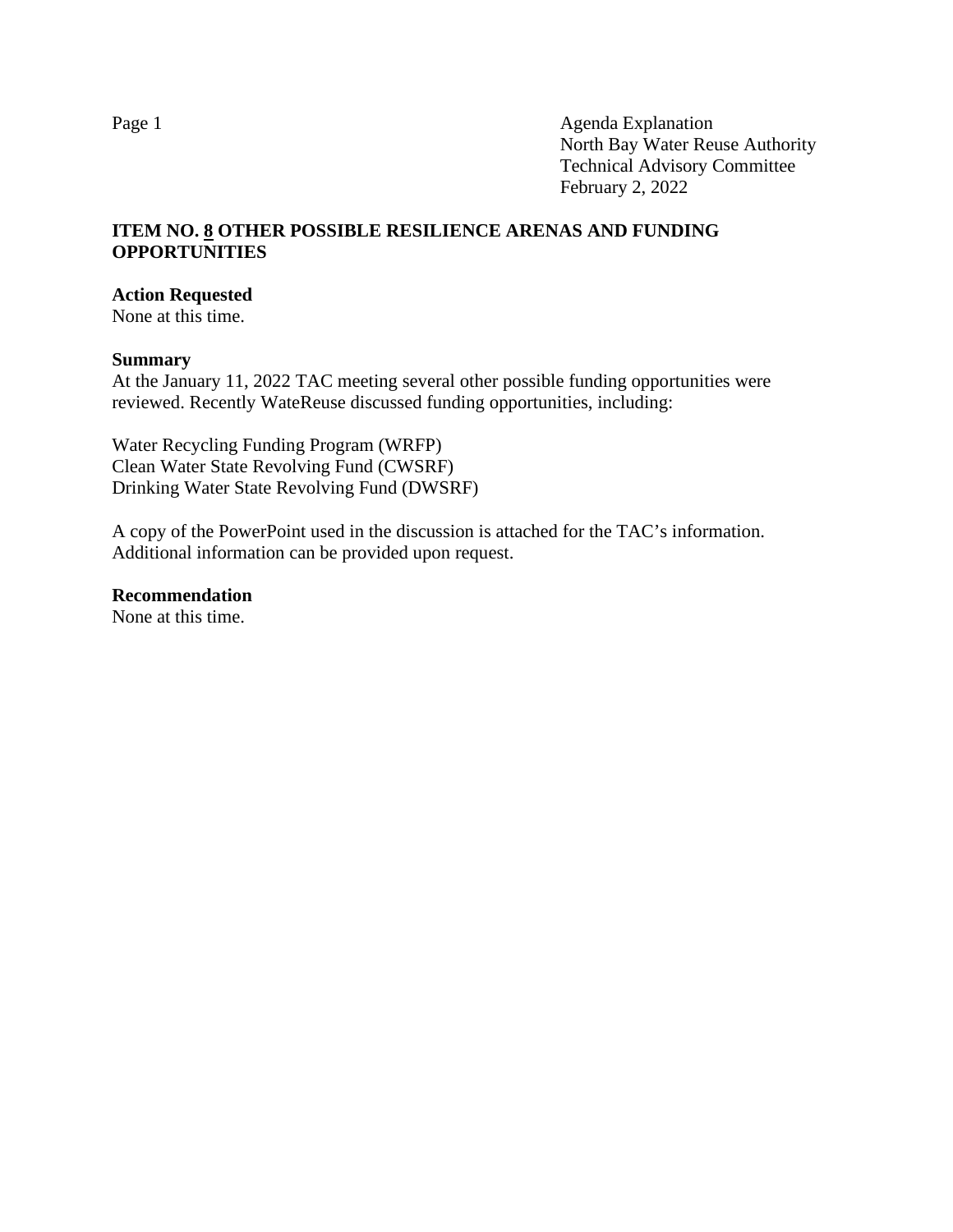Agenda Explanation
North Bay Water Reuse Authority
Technical Advisory Committee
February 2, 2022

## ITEM NO. 8 OTHER POSSIBLE RESILIENCE ARENAS AND FUNDING OPPORTUNITIES

**Action Requested**
None at this time.

**Summary**
At the January 11, 2022 TAC meeting several other possible funding opportunities were reviewed. Recently WateReuse discussed funding opportunities, including:

Water Recycling Funding Program (WRFP)
Clean Water State Revolving Fund (CWSRF)
Drinking Water State Revolving Fund (DWSRF)

A copy of the PowerPoint used in the discussion is attached for the TAC's information. Additional information can be provided upon request.

**Recommendation**
None at this time.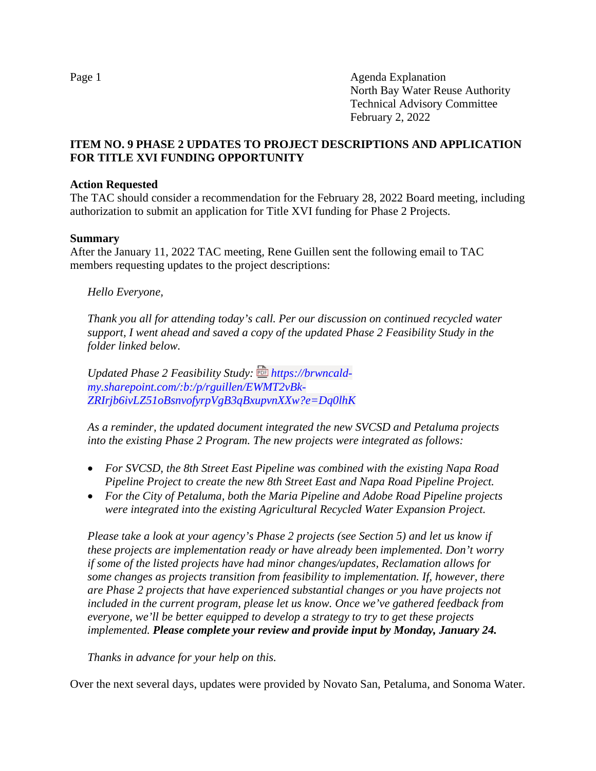Agenda Explanation
North Bay Water Reuse Authority
Technical Advisory Committee
February 2, 2022

**ITEM NO. 9 PHASE 2 UPDATES TO PROJECT DESCRIPTIONS AND APPLICATION FOR TITLE XVI FUNDING OPPORTUNITY**

**Action Requested**
The TAC should consider a recommendation for the February 28, 2022 Board meeting, including authorization to submit an application for Title XVI funding for Phase 2 Projects.

**Summary**
After the January 11, 2022 TAC meeting, Rene Guillen sent the following email to TAC members requesting updates to the project descriptions:

> *Hello Everyone,*
>
> *Thank you all for attending today's call. Per our discussion on continued recycled water support, I went ahead and saved a copy of the updated Phase 2 Feasibility Study in the folder linked below.*
>
> *Updated Phase 2 Feasibility Study: https://brwncald-my.sharepoint.com/:b:/p/rguillen/EWMT2vBk-ZRIrjb6ivLZ51oBsnvofyrpVgB3qBxupvnXXw?e=Dq0lhK*
>
> *As a reminder, the updated document integrated the new SVCSD and Petaluma projects into the existing Phase 2 Program. The new projects were integrated as follows:*
>
> - *For SVCSD, the 8th Street East Pipeline was combined with the existing Napa Road Pipeline Project to create the new 8th Street East and Napa Road Pipeline Project.*
> - *For the City of Petaluma, both the Maria Pipeline and Adobe Road Pipeline projects were integrated into the existing Agricultural Recycled Water Expansion Project.*
>
> *Please take a look at your agency's Phase 2 projects (see Section 5) and let us know if these projects are implementation ready or have already been implemented. Don't worry if some of the listed projects have had minor changes/updates, Reclamation allows for some changes as projects transition from feasibility to implementation. If, however, there are Phase 2 projects that have experienced substantial changes or you have projects not included in the current program, please let us know. Once we've gathered feedback from everyone, we'll be better equipped to develop a strategy to try to get these projects implemented.* ***Please complete your review and provide input by Monday, January 24.***
>
> *Thanks in advance for your help on this.*

Over the next several days, updates were provided by Novato San, Petaluma, and Sonoma Water.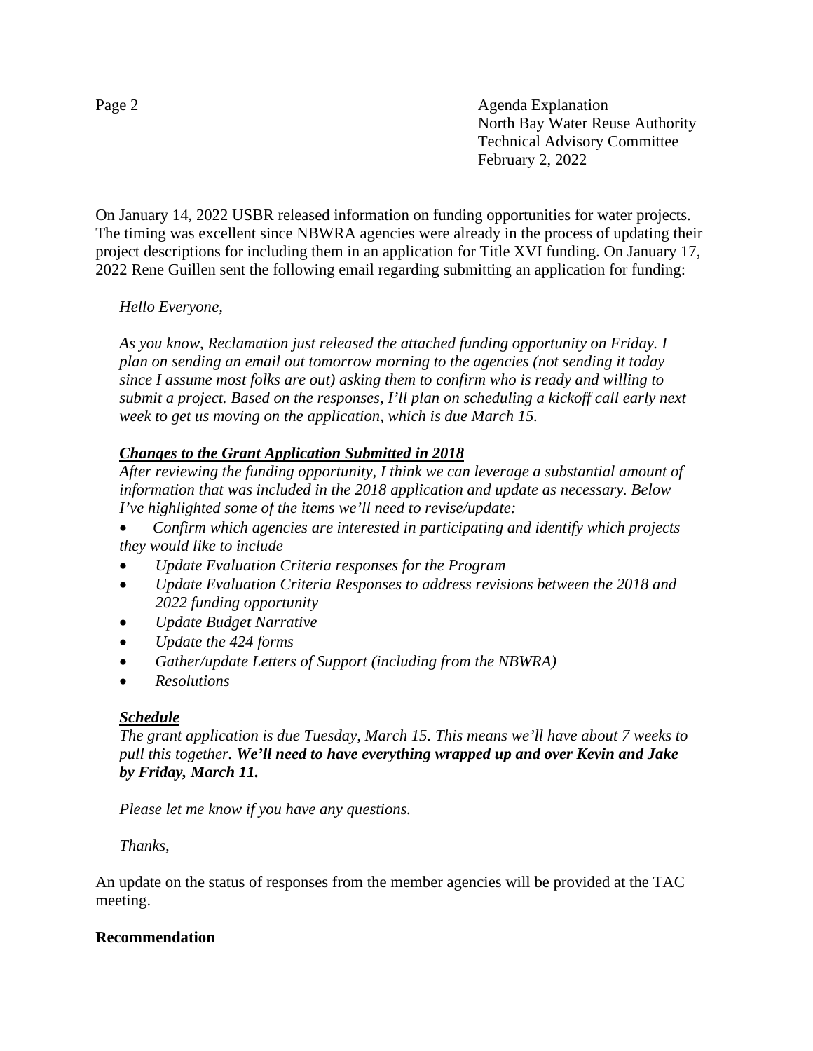On January 14, 2022 USBR released information on funding opportunities for water projects. The timing was excellent since NBWRA agencies were already in the process of updating their project descriptions for including them in an application for Title XVI funding. On January 17, 2022 Rene Guillen sent the following email regarding submitting an application for funding:

> *Hello Everyone,*
>
> *As you know, Reclamation just released the attached funding opportunity on Friday. I plan on sending an email out tomorrow morning to the agencies (not sending it today since I assume most folks are out) asking them to confirm who is ready and willing to submit a project. Based on the responses, I'll plan on scheduling a kickoff call early next week to get us moving on the application, which is due March 15.*
>
> ***Changes to the Grant Application Submitted in 2018***
>
> *After reviewing the funding opportunity, I think we can leverage a substantial amount of information that was included in the 2018 application and update as necessary. Below I've highlighted some of the items we'll need to revise/update:*
>
> - *Confirm which agencies are interested in participating and identify which projects they would like to include*
> - *Update Evaluation Criteria responses for the Program*
> - *Update Evaluation Criteria Responses to address revisions between the 2018 and 2022 funding opportunity*
> - *Update Budget Narrative*
> - *Update the 424 forms*
> - *Gather/update Letters of Support (including from the NBWRA)*
> - *Resolutions*
>
> ***Schedule***
>
> *The grant application is due Tuesday, March 15. This means we'll have about 7 weeks to pull this together.* ***We'll need to have everything wrapped up and over Kevin and Jake by Friday, March 11.***
>
> *Please let me know if you have any questions.*
>
> *Thanks,*

An update on the status of responses from the member agencies will be provided at the TAC meeting.

**Recommendation**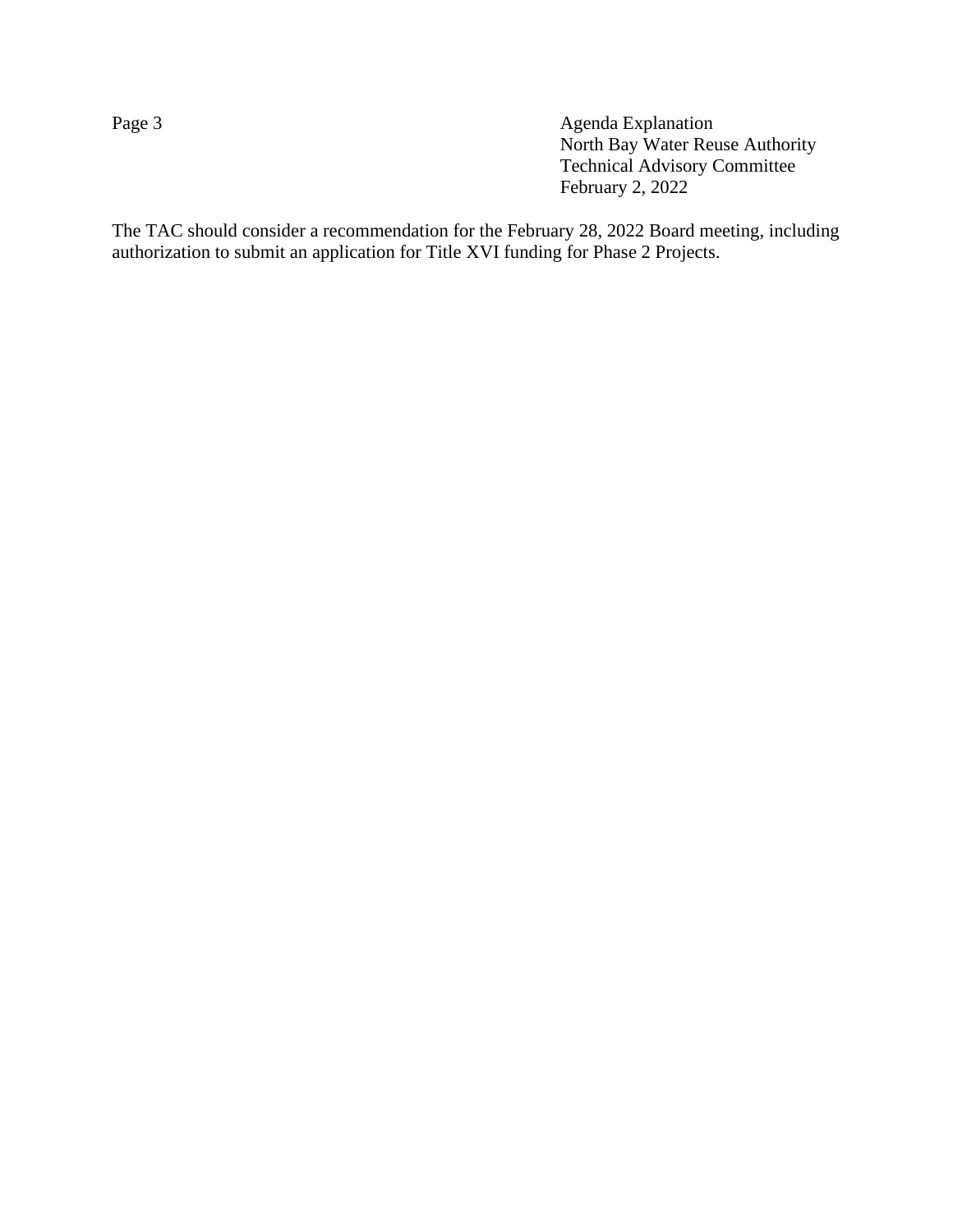The TAC should consider a recommendation for the February 28, 2022 Board meeting, including authorization to submit an application for Title XVI funding for Phase 2 Projects.